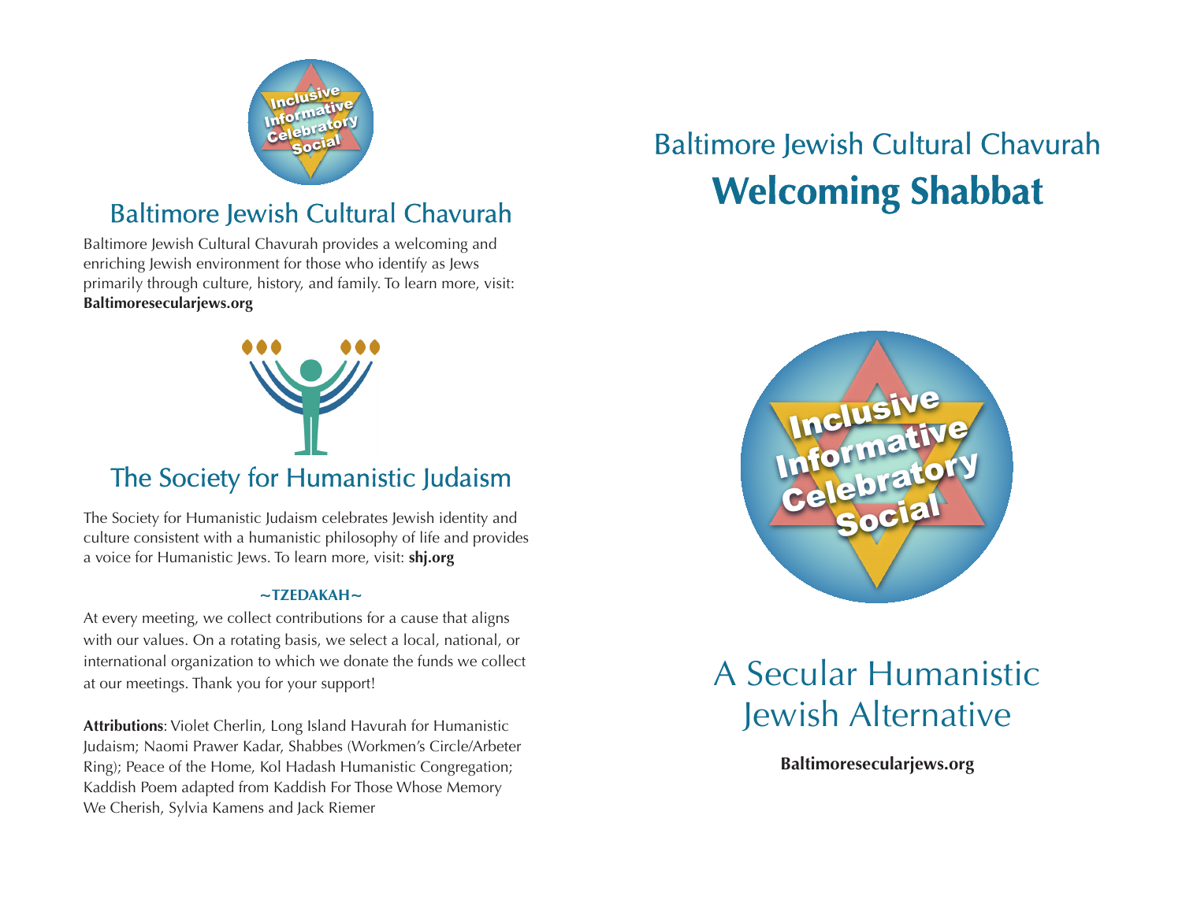Inclusive Informative Celebratory Social

## Baltimore Jewish Cultural Chavurah

Baltimore Jewish Cultural Chavurah provides a welcoming and enriching Jewish environment for those who identify as Jews primarily through culture, history, and family. To learn more, visit: **Baltimoresecularjews.org**

## The Society for Humanistic Judaism

The Society for Humanistic Judaism celebrates Jewish identity and culture consistent with a humanistic philosophy of life and provides a voice for Humanistic Jews. To learn more, visit: **shj.org**

**~TZEDAKAH~**

At every meeting, we collect contributions for a cause that aligns with our values. On a rotating basis, we select a local, national, or international organization to which we donate the funds we collect at our meetings. Thank you for your support!

**Attributions**: Violet Cherlin, Long Island Havurah for Humanistic Judaism; Naomi Prawer Kadar, Shabbes (Workmen's Circle/Arbeter Ring); Peace of the Home, Kol Hadash Humanistic Congregation; Kaddish Poem adapted from Kaddish For Those Whose Memory We Cherish, Sylvia Kamens and Jack Riemer

# Baltimore Jewish Cultural Chavurah
# **Welcoming Shabbat**

Inclusive Informative Celebratory Social

## A Secular Humanistic Jewish Alternative

**Baltimoresecularjews.org**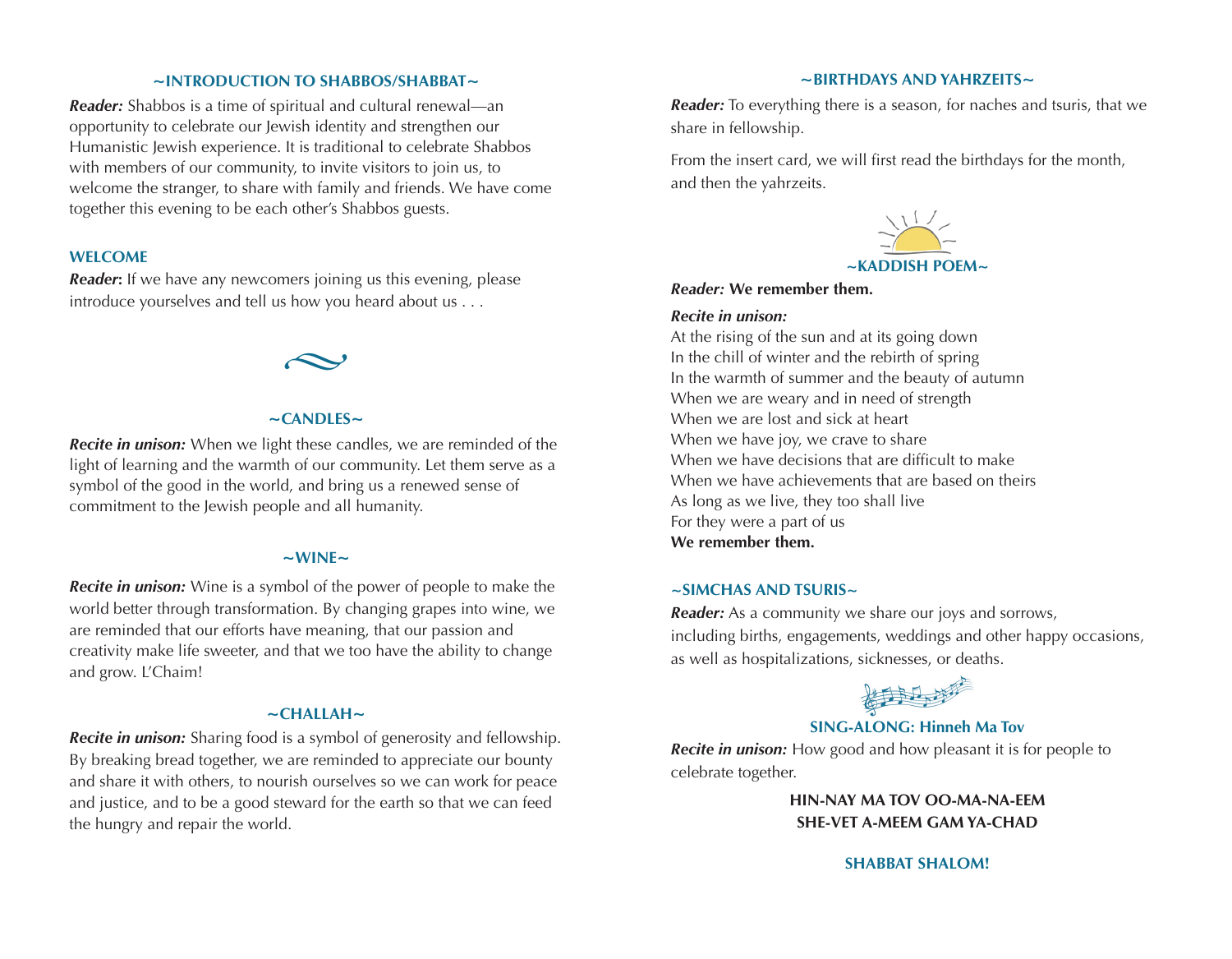## ~INTRODUCTION TO SHABBOS/SHABBAT~

***Reader:*** Shabbos is a time of spiritual and cultural renewal—an opportunity to celebrate our Jewish identity and strengthen our Humanistic Jewish experience. It is traditional to celebrate Shabbos with members of our community, to invite visitors to join us, to welcome the stranger, to share with family and friends. We have come together this evening to be each other's Shabbos guests.

## WELCOME

***Reader*:** If we have any newcomers joining us this evening, please introduce yourselves and tell us how you heard about us . . .

## ~CANDLES~

***Recite in unison:*** When we light these candles, we are reminded of the light of learning and the warmth of our community. Let them serve as a symbol of the good in the world, and bring us a renewed sense of commitment to the Jewish people and all humanity.

## ~WINE~

***Recite in unison:*** Wine is a symbol of the power of people to make the world better through transformation. By changing grapes into wine, we are reminded that our efforts have meaning, that our passion and creativity make life sweeter, and that we too have the ability to change and grow. L'Chaim!

## ~CHALLAH~

***Recite in unison:*** Sharing food is a symbol of generosity and fellowship. By breaking bread together, we are reminded to appreciate our bounty and share it with others, to nourish ourselves so we can work for peace and justice, and to be a good steward for the earth so that we can feed the hungry and repair the world.

## ~BIRTHDAYS AND YAHRZEITS~

***Reader:*** To everything there is a season, for naches and tsuris, that we share in fellowship.

From the insert card, we will first read the birthdays for the month, and then the yahrzeits.

## ~KADDISH POEM~

***Reader:*** **We remember them.**

***Recite in unison:***

At the rising of the sun and at its going down
In the chill of winter and the rebirth of spring
In the warmth of summer and the beauty of autumn
When we are weary and in need of strength
When we are lost and sick at heart
When we have joy, we crave to share
When we have decisions that are difficult to make
When we have achievements that are based on theirs
As long as we live, they too shall live
For they were a part of us
**We remember them.**

## ~SIMCHAS AND TSURIS~

***Reader:*** As a community we share our joys and sorrows, including births, engagements, weddings and other happy occasions, as well as hospitalizations, sicknesses, or deaths.

## SING-ALONG: Hinneh Ma Tov

***Recite in unison:*** How good and how pleasant it is for people to celebrate together.

**HIN-NAY MA TOV OO-MA-NA-EEM**
**SHE-VET A-MEEM GAM YA-CHAD**

**SHABBAT SHALOM!**